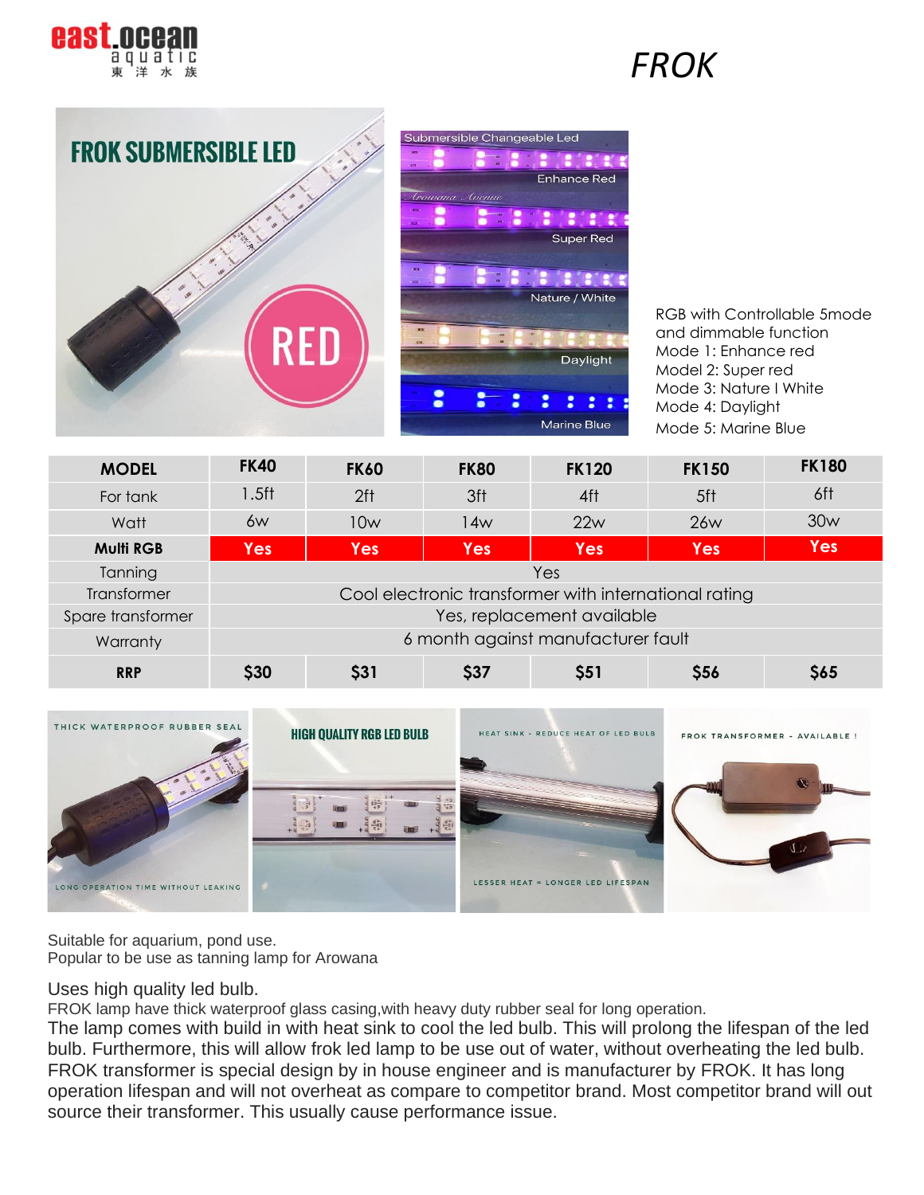# FROK

RGB with Controllable 5mode and dimmable function
Mode 1: Enhance red
Model 2: Super red
Mode 3: Nature I White
Mode 4: Daylight
Mode 5: Marine Blue

| MODEL | FK40 | FK60 | FK80 | FK120 | FK150 | FK180 |
|---|---|---|---|---|---|---|
| For tank | 1.5ft | 2ft | 3ft | 4ft | 5ft | 6ft |
| Watt | 6w | 10w | 14w | 22w | 26w | 30w |
| **Multi RGB** | **Yes** | **Yes** | **Yes** | **Yes** | **Yes** | **Yes** |
| Tanning | Yes | | | | | |
| Transformer | Cool electronic transformer with international rating | | | | | |
| Spare transformer | Yes, replacement available | | | | | |
| Warranty | 6 month against manufacturer fault | | | | | |
| **RRP** | **$30** | **$31** | **$37** | **$51** | **$56** | **$65** |

Suitable for aquarium, pond use.
Popular to be use as tanning lamp for Arowana

Uses high quality led bulb.
FROK lamp have thick waterproof glass casing,with heavy duty rubber seal for long operation.
The lamp comes with build in with heat sink to cool the led bulb. This will prolong the lifespan of the led bulb. Furthermore, this will allow frok led lamp to be use out of water, without overheating the led bulb.
FROK transformer is special design by in house engineer and is manufacturer by FROK. It has long operation lifespan and will not overheat as compare to competitor brand. Most competitor brand will out source their transformer. This usually cause performance issue.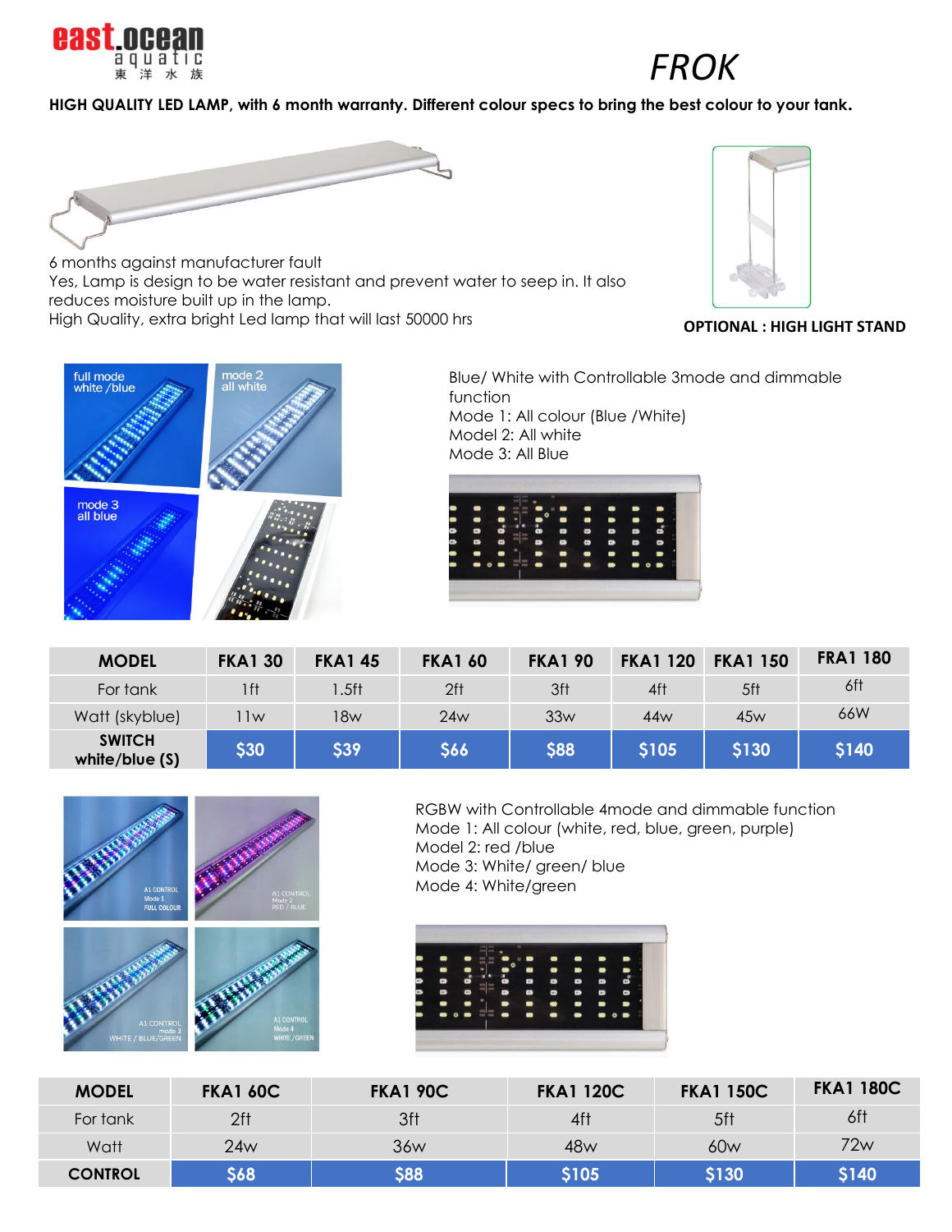# FROK

**HIGH QUALITY LED LAMP, with 6 month warranty. Different colour specs to bring the best colour to your tank.**

6 months against manufacturer fault
Yes, Lamp is design to be water resistant and prevent water to seep in. It also reduces moisture built up in the lamp.
High Quality, extra bright Led lamp that will last 50000 hrs

**OPTIONAL : HIGH LIGHT STAND**

Blue/ White with Controllable 3mode and dimmable function
Mode 1: All colour (Blue /White)
Model 2: All white
Mode 3: All Blue

| MODEL | FKA1 30 | FKA1 45 | FKA1 60 | FKA1 90 | FKA1 120 | FKA1 150 | FRA1 180 |
|---|---|---|---|---|---|---|---|
| For tank | 1ft | 1.5ft | 2ft | 3ft | 4ft | 5ft | 6ft |
| Watt (skyblue) | 11w | 18w | 24w | 33w | 44w | 45w | 66W |
| **SWITCH white/blue (S)** | **$30** | **$39** | **$66** | **$88** | **$105** | **$130** | **$140** |

RGBW with Controllable 4mode and dimmable function
Mode 1: All colour (white, red, blue, green, purple)
Model 2: red /blue
Mode 3: White/ green/ blue
Mode 4: White/green

| MODEL | FKA1 60C | FKA1 90C | FKA1 120C | FKA1 150C | FKA1 180C |
|---|---|---|---|---|---|
| For tank | 2ft | 3ft | 4ft | 5ft | 6ft |
| Watt | 24w | 36w | 48w | 60w | 72w |
| **CONTROL** | **$68** | **$88** | **$105** | **$130** | **$140** |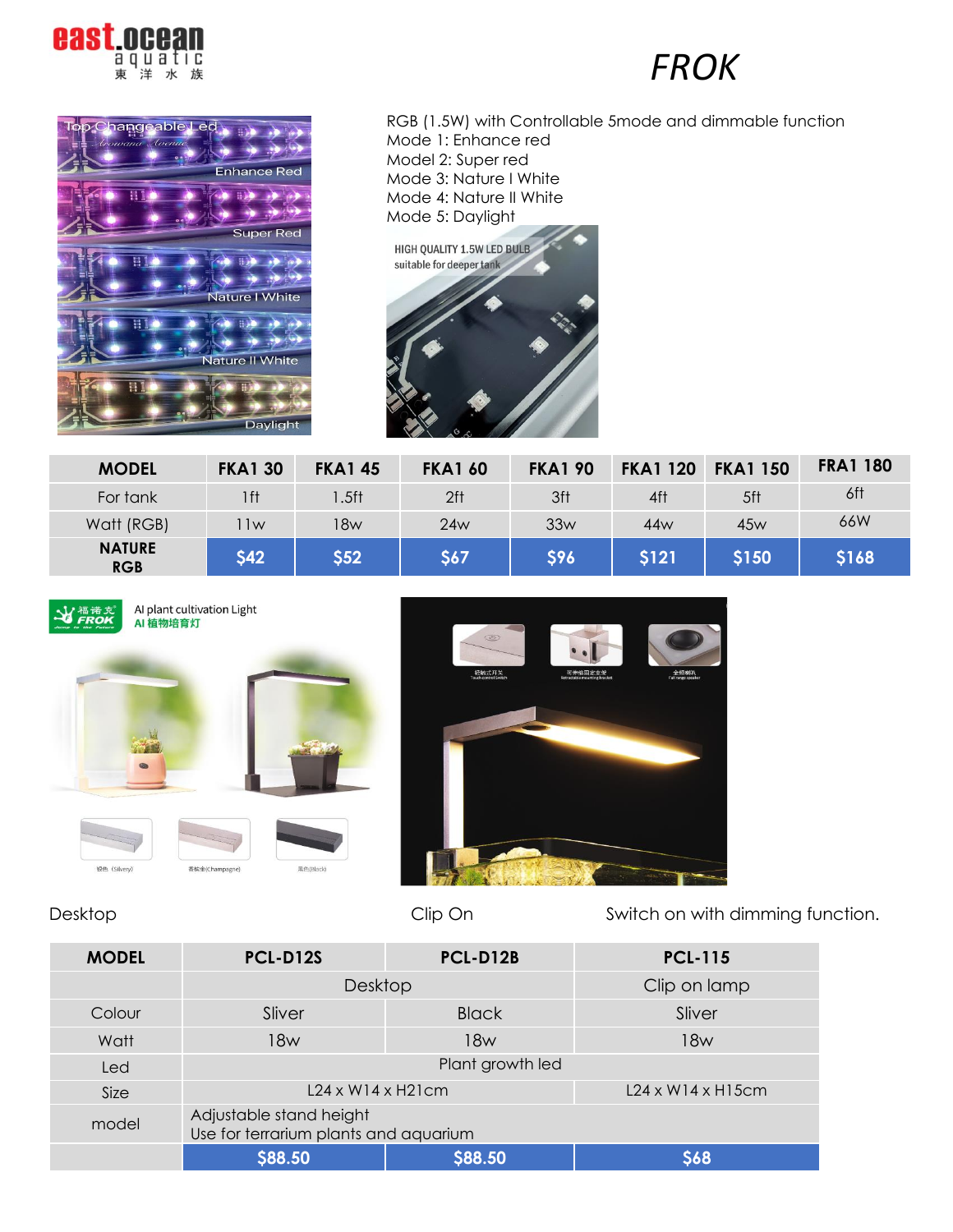east.ocean aquatic 東洋水族

# FROK

RGB (1.5W) with Controllable 5mode and dimmable function
Mode 1: Enhance red
Model 2: Super red
Mode 3: Nature I White
Mode 4: Nature II White
Mode 5: Daylight

| MODEL | FKA1 30 | FKA1 45 | FKA1 60 | FKA1 90 | FKA1 120 | FKA1 150 | FRA1 180 |
|---|---|---|---|---|---|---|---|
| For tank | 1ft | 1.5ft | 2ft | 3ft | 4ft | 5ft | 6ft |
| Watt (RGB) | 11w | 18w | 24w | 33w | 44w | 45w | 66W |
| **NATURE RGB** | **$42** | **$52** | **$67** | **$96** | **$121** | **$150** | **$168** |

Desktop Clip On Switch on with dimming function.

| MODEL | PCL-D12S | PCL-D12B | PCL-115 |
|---|---|---|---|
| | Desktop | | Clip on lamp |
| Colour | Sliver | Black | Sliver |
| Watt | 18w | 18w | 18w |
| Led | Plant growth led | | |
| Size | L24 x W14 x H21cm | | L24 x W14 x H15cm |
| model | Adjustable stand height<br>Use for terrarium plants and aquarium | | |
| | **$88.50** | **$88.50** | **$68** |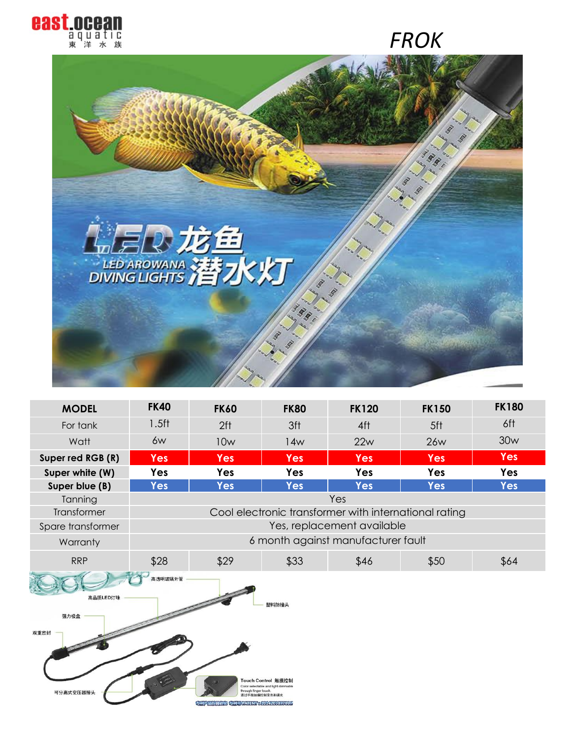# FROK

| MODEL | FK40 | FK60 | FK80 | FK120 | FK150 | FK180 |
|---|---|---|---|---|---|---|
| For tank | 1.5ft | 2ft | 3ft | 4ft | 5ft | 6ft |
| Watt | 6w | 10w | 14w | 22w | 26w | 30w |
| Super red RGB (R) | Yes | Yes | Yes | Yes | Yes | Yes |
| Super white (W) | Yes | Yes | Yes | Yes | Yes | Yes |
| Super blue (B) | Yes | Yes | Yes | Yes | Yes | Yes |
| Tanning | Yes | | | | | |
| Transformer | Cool electronic transformer with international rating | | | | | |
| Spare transformer | Yes, replacement available | | | | | |
| Warranty | 6 month against manufacturer fault | | | | | |
| RRP | $28 | $29 | $33 | $46 | $50 | $64 |